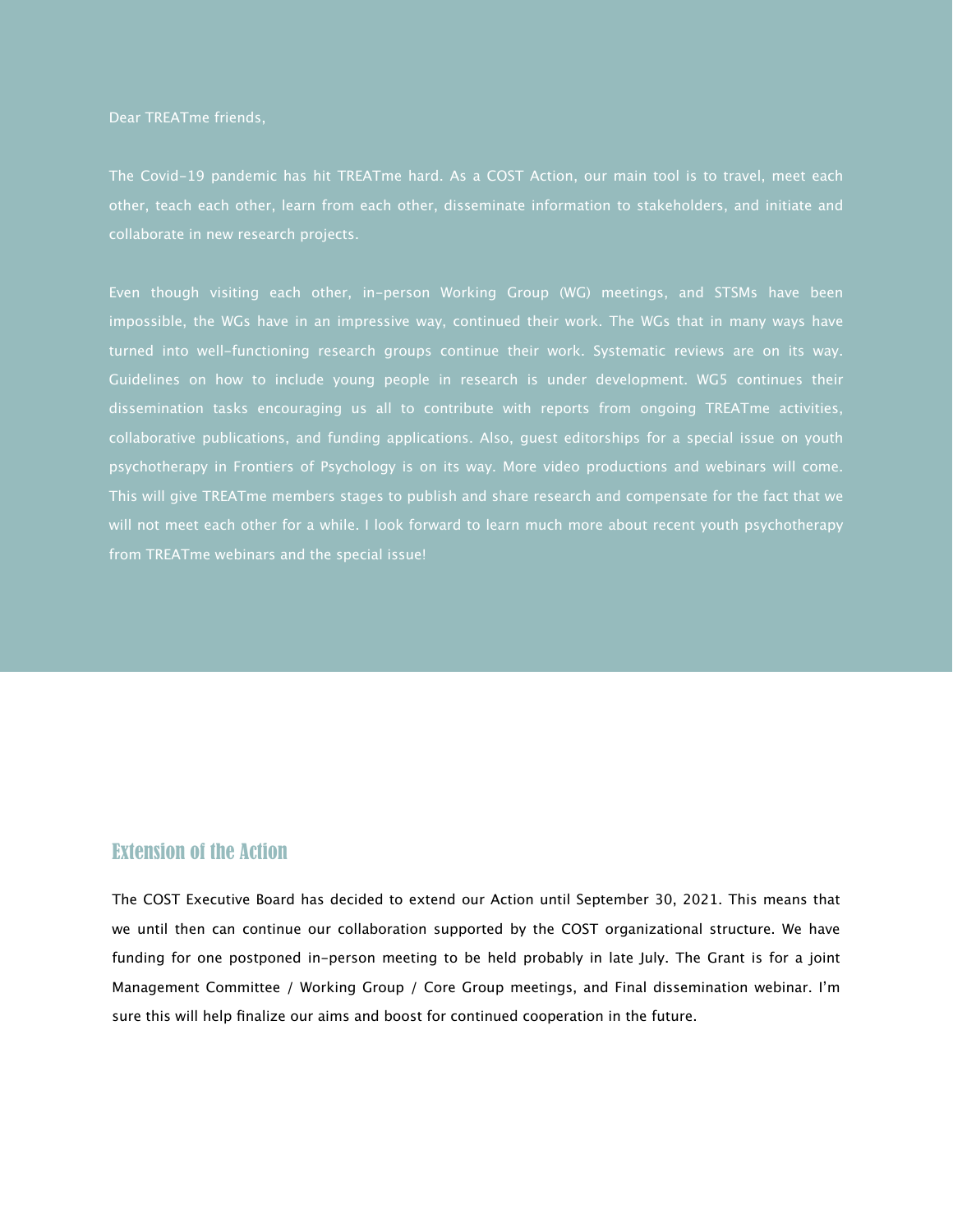Dear TREATme friends,

The Covid-19 pandemic has hit TREATme hard. As a COST Action, our main tool is to travel, meet each other, teach each other, learn from each other, disseminate information to stakeholders, and initiate and collaborate in new research projects.

Even though visiting each other, in-person Working Group (WG) meetings, and STSMs have been impossible, the WGs have in an impressive way, continued their work. The WGs that in many ways have turned into well-functioning research groups continue their work. Systematic reviews are on its way. Guidelines on how to include young people in research is under development. WG5 continues their dissemination tasks encouraging us all to contribute with reports from ongoing TREATme activities, collaborative publications, and funding applications. Also, guest editorships for a special issue on youth psychotherapy in Frontiers of Psychology is on its way. More video productions and webinars will come. This will give TREATme members stages to publish and share research and compensate for the fact that we will not meet each other for a while. I look forward to learn much more about recent youth psychotherapy from TREATme webinars and the special issue!

## Extension of the Action

The COST Executive Board has decided to extend our Action until September 30, 2021. This means that we until then can continue our collaboration supported by the COST organizational structure. We have funding for one postponed in-person meeting to be held probably in late July. The Grant is for a joint Management Committee / Working Group / Core Group meetings, and Final dissemination webinar. I'm sure this will help finalize our aims and boost for continued cooperation in the future.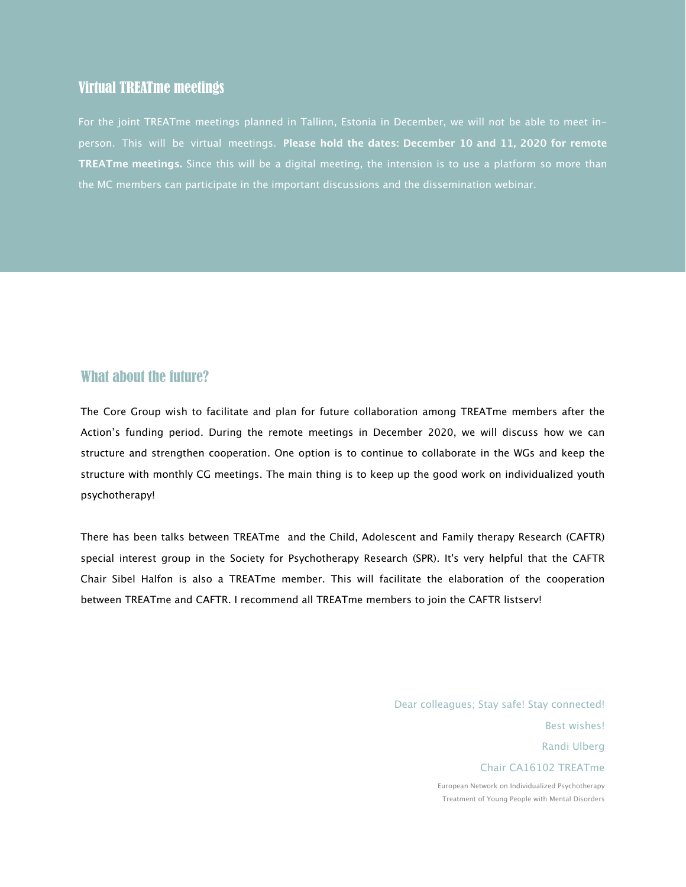## Virtual TREATme meetings

For the joint TREATme meetings planned in Tallinn, Estonia in December, we will not be able to meet in-person. This will be virtual meetings. **Please hold the dates: December 10 and 11, 2020 for remote TREATme meetings.** Since this will be a digital meeting, the intension is to use a platform so more than the MC members can participate in the important discussions and the dissemination webinar.

## What about the future?

The Core Group wish to facilitate and plan for future collaboration among TREATme members after the Action's funding period. During the remote meetings in December 2020, we will discuss how we can structure and strengthen cooperation. One option is to continue to collaborate in the WGs and keep the structure with monthly CG meetings. The main thing is to keep up the good work on individualized youth psychotherapy!

There has been talks between TREATme and the Child, Adolescent and Family therapy Research (CAFTR) special interest group in the Society for Psychotherapy Research (SPR). It's very helpful that the CAFTR Chair Sibel Halfon is also a TREATme member. This will facilitate the elaboration of the cooperation between TREATme and CAFTR. I recommend all TREATme members to join the CAFTR listserv!

Dear colleagues; Stay safe! Stay connected!

Best wishes!

Randi Ulberg

Chair CA16102 TREATme

European Network on Individualized Psychotherapy
Treatment of Young People with Mental Disorders